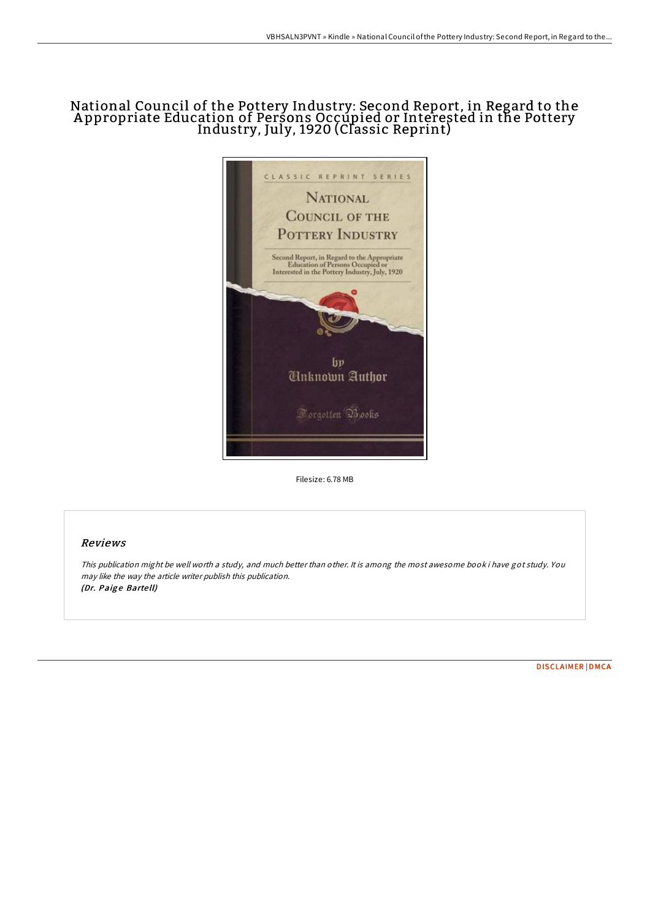# National Council of the Pottery Industry: Second Report, in Regard to the Appropriate Education of Persons Occupied or Interested in the Pottery Industry, July, 1920 (Classic Reprint)

Filesize: 6.78 MB

## Reviews

*This publication might be well worth a study, and much better than other. It is among the most awesome book i have got study. You may like the way the article writer publish this publication.*
*(Dr. Paige Bartell)*

DISCLAIMER | DMCA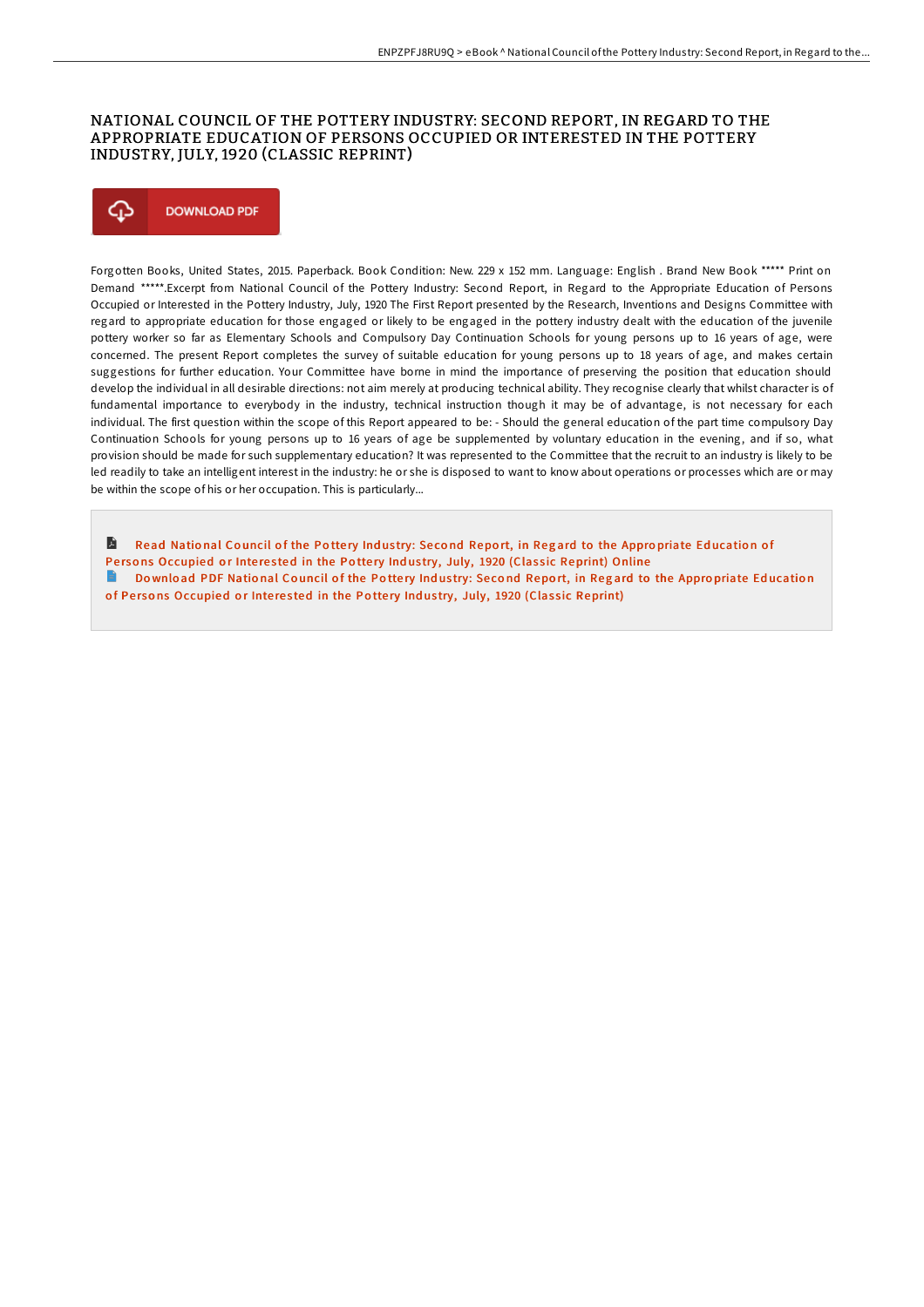# NATIONAL COUNCIL OF THE POTTERY INDUSTRY: SECOND REPORT, IN REGARD TO THE APPROPRIATE EDUCATION OF PERSONS OCCUPIED OR INTERESTED IN THE POTTERY INDUSTRY, JULY, 1920 (CLASSIC REPRINT)

DOWNLOAD PDF

Forgotten Books, United States, 2015. Paperback. Book Condition: New. 229 x 152 mm. Language: English . Brand New Book ***** Print on Demand *****.Excerpt from National Council of the Pottery Industry: Second Report, in Regard to the Appropriate Education of Persons Occupied or Interested in the Pottery Industry, July, 1920 The First Report presented by the Research, Inventions and Designs Committee with regard to appropriate education for those engaged or likely to be engaged in the pottery industry dealt with the education of the juvenile pottery worker so far as Elementary Schools and Compulsory Day Continuation Schools for young persons up to 16 years of age, were concerned. The present Report completes the survey of suitable education for young persons up to 18 years of age, and makes certain suggestions for further education. Your Committee have borne in mind the importance of preserving the position that education should develop the individual in all desirable directions: not aim merely at producing technical ability. They recognise clearly that whilst character is of fundamental importance to everybody in the industry, technical instruction though it may be of advantage, is not necessary for each individual. The first question within the scope of this Report appeared to be: - Should the general education of the part time compulsory Day Continuation Schools for young persons up to 16 years of age be supplemented by voluntary education in the evening, and if so, what provision should be made for such supplementary education? It was represented to the Committee that the recruit to an industry is likely to be led readily to take an intelligent interest in the industry: he or she is disposed to want to know about operations or processes which are or may be within the scope of his or her occupation. This is particularly...

Read National Council of the Pottery Industry: Second Report, in Regard to the Appropriate Education of Persons Occupied or Interested in the Pottery Industry, July, 1920 (Classic Reprint) Online

Download PDF National Council of the Pottery Industry: Second Report, in Regard to the Appropriate Education of Persons Occupied or Interested in the Pottery Industry, July, 1920 (Classic Reprint)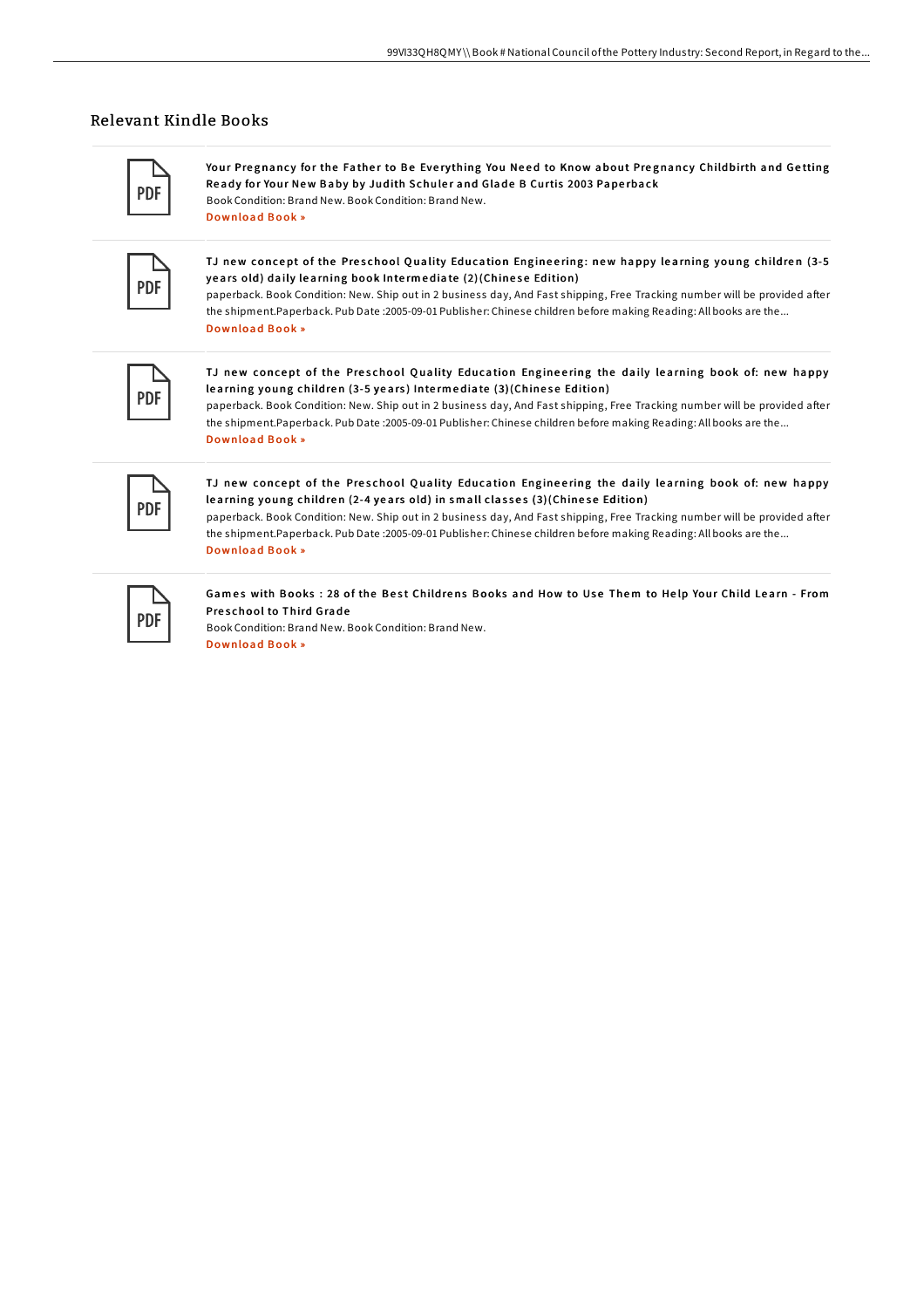## Relevant Kindle Books

**Your Pregnancy for the Father to Be Everything You Need to Know about Pregnancy Childbirth and Getting Ready for Your New Baby by Judith Schuler and Glade B Curtis 2003 Paperback**

Book Condition: Brand New. Book Condition: Brand New.

Download Book »

**TJ new concept of the Preschool Quality Education Engineering: new happy learning young children (3-5 years old) daily learning book Intermediate (2)(Chinese Edition)**

paperback. Book Condition: New. Ship out in 2 business day, And Fast shipping, Free Tracking number will be provided after the shipment.Paperback. Pub Date :2005-09-01 Publisher: Chinese children before making Reading: All books are the...

Download Book »

**TJ new concept of the Preschool Quality Education Engineering the daily learning book of: new happy learning young children (3-5 years) Intermediate (3)(Chinese Edition)**

paperback. Book Condition: New. Ship out in 2 business day, And Fast shipping, Free Tracking number will be provided after the shipment.Paperback. Pub Date :2005-09-01 Publisher: Chinese children before making Reading: All books are the...

Download Book »

**TJ new concept of the Preschool Quality Education Engineering the daily learning book of: new happy learning young children (2-4 years old) in small classes (3)(Chinese Edition)**

paperback. Book Condition: New. Ship out in 2 business day, And Fast shipping, Free Tracking number will be provided after the shipment.Paperback. Pub Date :2005-09-01 Publisher: Chinese children before making Reading: All books are the...

Download Book »

**Games with Books : 28 of the Best Childrens Books and How to Use Them to Help Your Child Learn - From Preschool to Third Grade**

Book Condition: Brand New. Book Condition: Brand New.

Download Book »